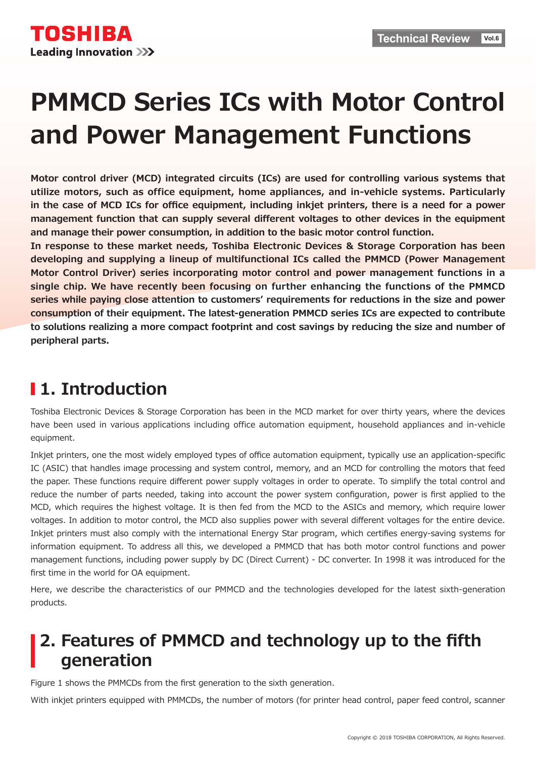# PMMCD Series ICs with Motor Control and Power Management Functions

**Motor control driver (MCD) integrated circuits (ICs) are used for controlling various systems that utilize motors, such as office equipment, home appliances, and in-vehicle systems. Particularly in the case of MCD ICs for office equipment, including inkjet printers, there is a need for a power management function that can supply several different voltages to other devices in the equipment and manage their power consumption, in addition to the basic motor control function.**

**In response to these market needs, Toshiba Electronic Devices & Storage Corporation has been developing and supplying a lineup of multifunctional ICs called the PMMCD (Power Management Motor Control Driver) series incorporating motor control and power management functions in a single chip. We have recently been focusing on further enhancing the functions of the PMMCD series while paying close attention to customers' requirements for reductions in the size and power consumption of their equipment. The latest-generation PMMCD series ICs are expected to contribute to solutions realizing a more compact footprint and cost savings by reducing the size and number of peripheral parts.**

## 1. Introduction

Toshiba Electronic Devices & Storage Corporation has been in the MCD market for over thirty years, where the devices have been used in various applications including office automation equipment, household appliances and in-vehicle equipment.

Inkjet printers, one the most widely employed types of office automation equipment, typically use an application-specific IC (ASIC) that handles image processing and system control, memory, and an MCD for controlling the motors that feed the paper. These functions require different power supply voltages in order to operate. To simplify the total control and reduce the number of parts needed, taking into account the power system configuration, power is first applied to the MCD, which requires the highest voltage. It is then fed from the MCD to the ASICs and memory, which require lower voltages. In addition to motor control, the MCD also supplies power with several different voltages for the entire device. Inkjet printers must also comply with the international Energy Star program, which certifies energy-saving systems for information equipment. To address all this, we developed a PMMCD that has both motor control functions and power management functions, including power supply by DC (Direct Current) - DC converter. In 1998 it was introduced for the first time in the world for OA equipment.

Here, we describe the characteristics of our PMMCD and the technologies developed for the latest sixth-generation products.

## 2. Features of PMMCD and technology up to the fifth generation

Figure 1 shows the PMMCDs from the first generation to the sixth generation.

With inkjet printers equipped with PMMCDs, the number of motors (for printer head control, paper feed control, scanner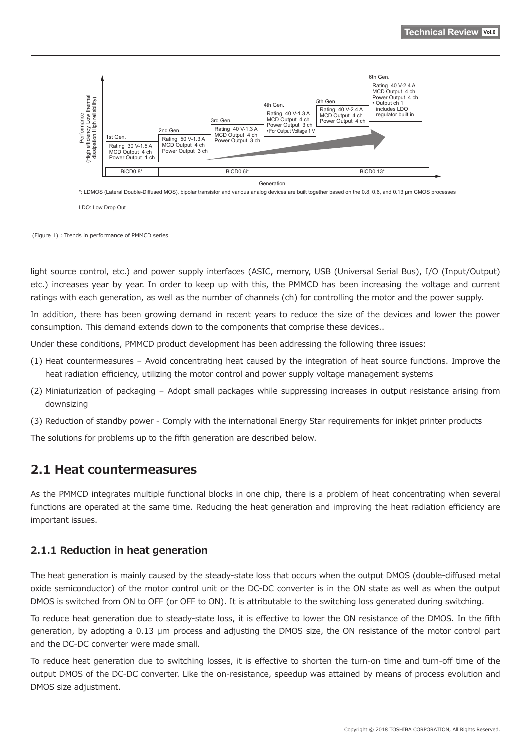*: LDMOS (Lateral Double-Diffused MOS), bipolar transistor and various analog devices are built together based on the 0.8, 0.6, and 0.13 μm CMOS processes

LDO: Low Drop Out

(Figure 1) : Trends in performance of PMMCD series

light source control, etc.) and power supply interfaces (ASIC, memory, USB (Universal Serial Bus), I/O (Input/Output) etc.) increases year by year. In order to keep up with this, the PMMCD has been increasing the voltage and current ratings with each generation, as well as the number of channels (ch) for controlling the motor and the power supply.

In addition, there has been growing demand in recent years to reduce the size of the devices and lower the power consumption. This demand extends down to the components that comprise these devices..

Under these conditions, PMMCD product development has been addressing the following three issues:

(1) Heat countermeasures – Avoid concentrating heat caused by the integration of heat source functions. Improve the heat radiation efficiency, utilizing the motor control and power supply voltage management systems

(2) Miniaturization of packaging – Adopt small packages while suppressing increases in output resistance arising from downsizing

(3) Reduction of standby power - Comply with the international Energy Star requirements for inkjet printer products

The solutions for problems up to the fifth generation are described below.

## 2.1 Heat countermeasures

As the PMMCD integrates multiple functional blocks in one chip, there is a problem of heat concentrating when several functions are operated at the same time. Reducing the heat generation and improving the heat radiation efficiency are important issues.

### 2.1.1 Reduction in heat generation

The heat generation is mainly caused by the steady-state loss that occurs when the output DMOS (double-diffused metal oxide semiconductor) of the motor control unit or the DC-DC converter is in the ON state as well as when the output DMOS is switched from ON to OFF (or OFF to ON). It is attributable to the switching loss generated during switching.

To reduce heat generation due to steady-state loss, it is effective to lower the ON resistance of the DMOS. In the fifth generation, by adopting a 0.13 μm process and adjusting the DMOS size, the ON resistance of the motor control part and the DC-DC converter were made small.

To reduce heat generation due to switching losses, it is effective to shorten the turn-on time and turn-off time of the output DMOS of the DC-DC converter. Like the on-resistance, speedup was attained by means of process evolution and DMOS size adjustment.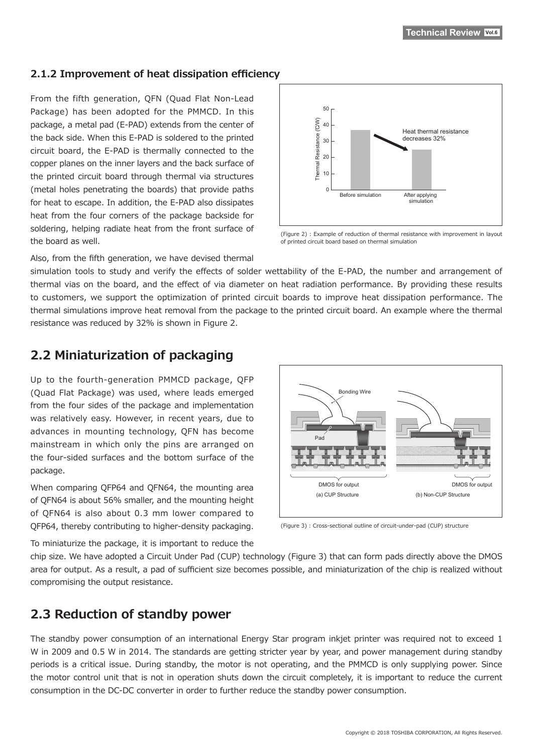### 2.1.2 Improvement of heat dissipation efficiency

From the fifth generation, QFN (Quad Flat Non-Lead Package) has been adopted for the PMMCD. In this package, a metal pad (E-PAD) extends from the center of the back side. When this E-PAD is soldered to the printed circuit board, the E-PAD is thermally connected to the copper planes on the inner layers and the back surface of the printed circuit board through thermal via structures (metal holes penetrating the boards) that provide paths for heat to escape. In addition, the E-PAD also dissipates heat from the four corners of the package backside for soldering, helping radiate heat from the front surface of the board as well.

(Figure 2) : Example of reduction of thermal resistance with improvement in layout of printed circuit board based on thermal simulation

Also, from the fifth generation, we have devised thermal simulation tools to study and verify the effects of solder wettability of the E-PAD, the number and arrangement of thermal vias on the board, and the effect of via diameter on heat radiation performance. By providing these results to customers, we support the optimization of printed circuit boards to improve heat dissipation performance. The thermal simulations improve heat removal from the package to the printed circuit board. An example where the thermal resistance was reduced by 32% is shown in Figure 2.

## 2.2 Miniaturization of packaging

Up to the fourth-generation PMMCD package, QFP (Quad Flat Package) was used, where leads emerged from the four sides of the package and implementation was relatively easy. However, in recent years, due to advances in mounting technology, QFN has become mainstream in which only the pins are arranged on the four-sided surfaces and the bottom surface of the package.

When comparing QFP64 and QFN64, the mounting area of QFN64 is about 56% smaller, and the mounting height of QFN64 is also about 0.3 mm lower compared to QFP64, thereby contributing to higher-density packaging.

(Figure 3) : Cross-sectional outline of circuit-under-pad (CUP) structure

To miniaturize the package, it is important to reduce the chip size. We have adopted a Circuit Under Pad (CUP) technology (Figure 3) that can form pads directly above the DMOS area for output. As a result, a pad of sufficient size becomes possible, and miniaturization of the chip is realized without compromising the output resistance.

## 2.3 Reduction of standby power

The standby power consumption of an international Energy Star program inkjet printer was required not to exceed 1 W in 2009 and 0.5 W in 2014. The standards are getting stricter year by year, and power management during standby periods is a critical issue. During standby, the motor is not operating, and the PMMCD is only supplying power. Since the motor control unit that is not in operation shuts down the circuit completely, it is important to reduce the current consumption in the DC-DC converter in order to further reduce the standby power consumption.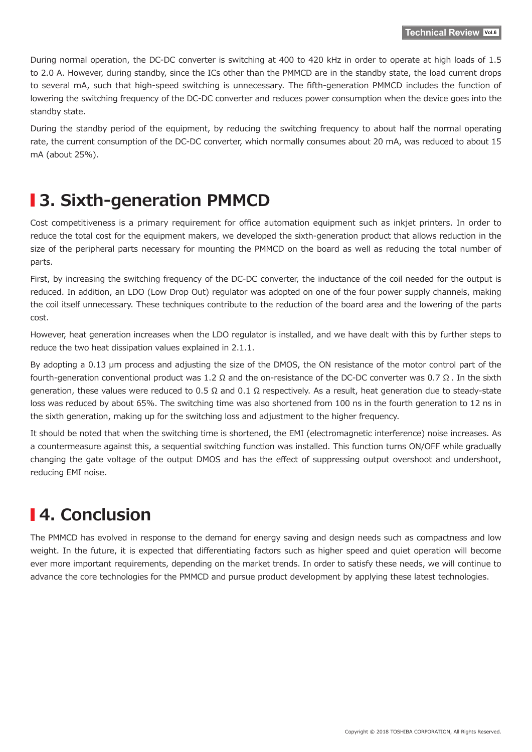During normal operation, the DC-DC converter is switching at 400 to 420 kHz in order to operate at high loads of 1.5 to 2.0 A. However, during standby, since the ICs other than the PMMCD are in the standby state, the load current drops to several mA, such that high-speed switching is unnecessary. The fifth-generation PMMCD includes the function of lowering the switching frequency of the DC-DC converter and reduces power consumption when the device goes into the standby state.

During the standby period of the equipment, by reducing the switching frequency to about half the normal operating rate, the current consumption of the DC-DC converter, which normally consumes about 20 mA, was reduced to about 15 mA (about 25%).

## 3. Sixth-generation PMMCD

Cost competitiveness is a primary requirement for office automation equipment such as inkjet printers. In order to reduce the total cost for the equipment makers, we developed the sixth-generation product that allows reduction in the size of the peripheral parts necessary for mounting the PMMCD on the board as well as reducing the total number of parts.

First, by increasing the switching frequency of the DC-DC converter, the inductance of the coil needed for the output is reduced. In addition, an LDO (Low Drop Out) regulator was adopted on one of the four power supply channels, making the coil itself unnecessary. These techniques contribute to the reduction of the board area and the lowering of the parts cost.

However, heat generation increases when the LDO regulator is installed, and we have dealt with this by further steps to reduce the two heat dissipation values explained in 2.1.1.

By adopting a 0.13 μm process and adjusting the size of the DMOS, the ON resistance of the motor control part of the fourth-generation conventional product was 1.2 Ω and the on-resistance of the DC-DC converter was 0.7 Ω . In the sixth generation, these values were reduced to 0.5 Ω and 0.1 Ω respectively. As a result, heat generation due to steady-state loss was reduced by about 65%. The switching time was also shortened from 100 ns in the fourth generation to 12 ns in the sixth generation, making up for the switching loss and adjustment to the higher frequency.

It should be noted that when the switching time is shortened, the EMI (electromagnetic interference) noise increases. As a countermeasure against this, a sequential switching function was installed. This function turns ON/OFF while gradually changing the gate voltage of the output DMOS and has the effect of suppressing output overshoot and undershoot, reducing EMI noise.

## 4. Conclusion

The PMMCD has evolved in response to the demand for energy saving and design needs such as compactness and low weight. In the future, it is expected that differentiating factors such as higher speed and quiet operation will become ever more important requirements, depending on the market trends. In order to satisfy these needs, we will continue to advance the core technologies for the PMMCD and pursue product development by applying these latest technologies.